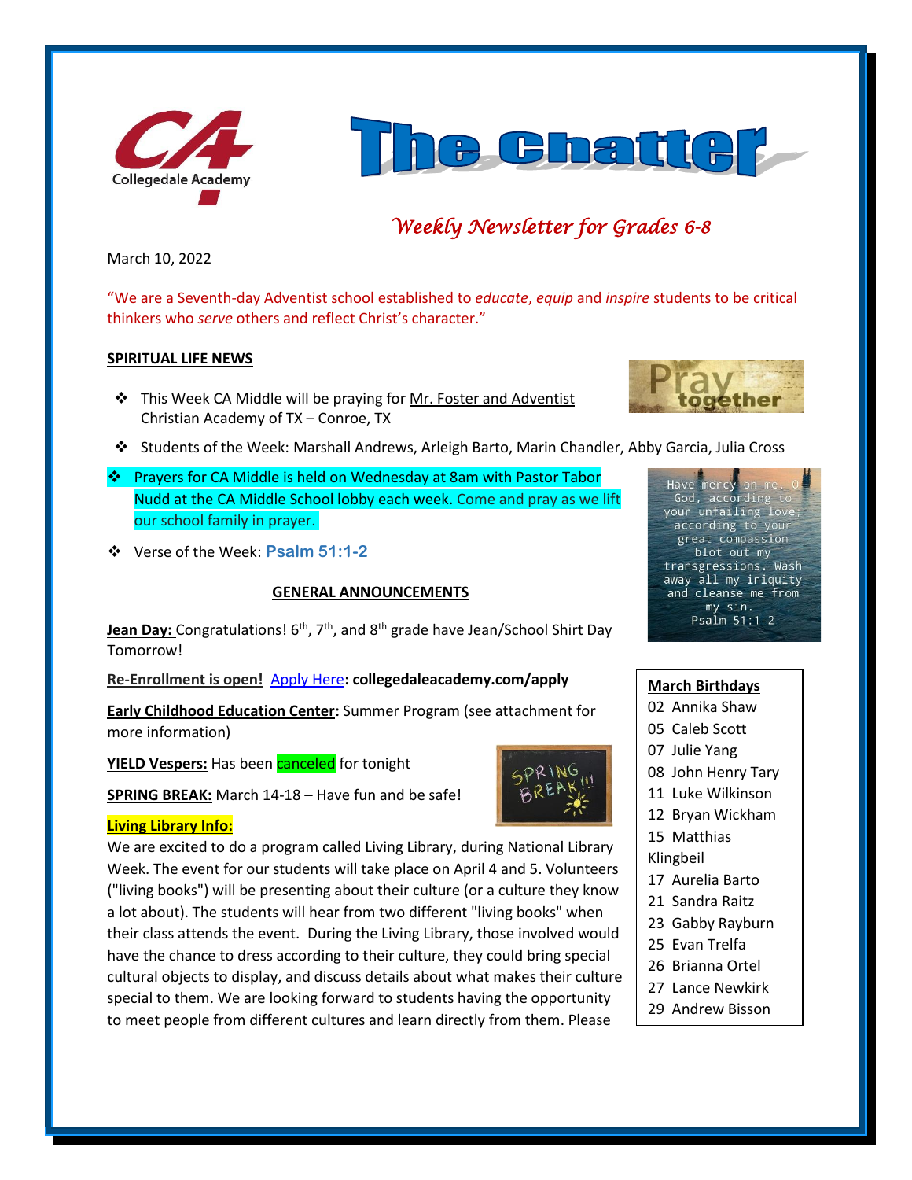Collegedale Academy

# The Chatter

*Weekly Newsletter for Grades 6-8*

March 10, 2022

"We are a Seventh-day Adventist school established to *educate*, *equip* and *inspire* students to be critical thinkers who *serve* others and reflect Christ's character."

## SPIRITUAL LIFE NEWS

- This Week CA Middle will be praying for Mr. Foster and Adventist Christian Academy of TX – Conroe, TX
- Students of the Week: Marshall Andrews, Arleigh Barto, Marin Chandler, Abby Garcia, Julia Cross
- Prayers for CA Middle is held on Wednesday at 8am with Pastor Tabor Nudd at the CA Middle School lobby each week. Come and pray as we lift our school family in prayer.
- Verse of the Week: **Psalm 51:1-2**

Have mercy on me, O God, according to your unfailing love; according to your great compassion blot out my transgressions. Wash away all my iniquity and cleanse me from my sin. Psalm 51:1-2

## GENERAL ANNOUNCEMENTS

**Jean Day:** Congratulations! 6th, 7th, and 8th grade have Jean/School Shirt Day Tomorrow!

**Re-Enrollment is open!** Apply Here**: collegedaleacademy.com/apply**

**Early Childhood Education Center:** Summer Program (see attachment for more information)

**YIELD Vespers:** Has been canceled for tonight

**SPRING BREAK:** March 14-18 – Have fun and be safe!

**Living Library Info:**

We are excited to do a program called Living Library, during National Library Week. The event for our students will take place on April 4 and 5. Volunteers ("living books") will be presenting about their culture (or a culture they know a lot about). The students will hear from two different "living books" when their class attends the event. During the Living Library, those involved would have the chance to dress according to their culture, they could bring special cultural objects to display, and discuss details about what makes their culture special to them. We are looking forward to students having the opportunity to meet people from different cultures and learn directly from them. Please

**March Birthdays**

- 02 Annika Shaw
- 05 Caleb Scott
- 07 Julie Yang
- 08 John Henry Tary
- 11 Luke Wilkinson
- 12 Bryan Wickham
- 15 Matthias Klingbeil
- 17 Aurelia Barto
- 21 Sandra Raitz
- 23 Gabby Rayburn
- 25 Evan Trelfa
- 26 Brianna Ortel
- 27 Lance Newkirk
- 29 Andrew Bisson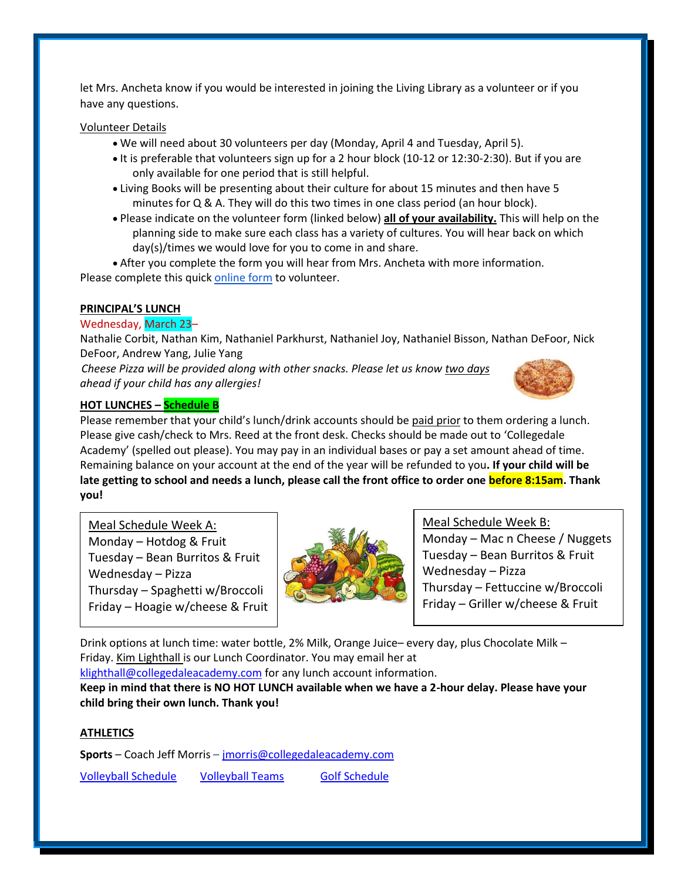let Mrs. Ancheta know if you would be interested in joining the Living Library as a volunteer or if you have any questions.

Volunteer Details

- We will need about 30 volunteers per day (Monday, April 4 and Tuesday, April 5).
- It is preferable that volunteers sign up for a 2 hour block (10-12 or 12:30-2:30). But if you are only available for one period that is still helpful.
- Living Books will be presenting about their culture for about 15 minutes and then have 5 minutes for Q & A. They will do this two times in one class period (an hour block).
- Please indicate on the volunteer form (linked below) **all of your availability.** This will help on the planning side to make sure each class has a variety of cultures. You will hear back on which day(s)/times we would love for you to come in and share.
- After you complete the form you will hear from Mrs. Ancheta with more information.

Please complete this quick online form to volunteer.

**PRINCIPAL'S LUNCH**

Wednesday, March 23–

Nathalie Corbit, Nathan Kim, Nathaniel Parkhurst, Nathaniel Joy, Nathaniel Bisson, Nathan DeFoor, Nick DeFoor, Andrew Yang, Julie Yang

*Cheese Pizza will be provided along with other snacks. Please let us know two days ahead if your child has any allergies!*

**HOT LUNCHES – Schedule B**

Please remember that your child's lunch/drink accounts should be paid prior to them ordering a lunch. Please give cash/check to Mrs. Reed at the front desk. Checks should be made out to 'Collegedale Academy' (spelled out please). You may pay in an individual bases or pay a set amount ahead of time. Remaining balance on your account at the end of the year will be refunded to you**. If your child will be late getting to school and needs a lunch, please call the front office to order one before 8:15am. Thank you!**

Meal Schedule Week A:
Monday – Hotdog & Fruit
Tuesday – Bean Burritos & Fruit
Wednesday – Pizza
Thursday – Spaghetti w/Broccoli
Friday – Hoagie w/cheese & Fruit

Meal Schedule Week B:
Monday – Mac n Cheese / Nuggets
Tuesday – Bean Burritos & Fruit
Wednesday – Pizza
Thursday – Fettuccine w/Broccoli
Friday – Griller w/cheese & Fruit

Drink options at lunch time: water bottle, 2% Milk, Orange Juice– every day, plus Chocolate Milk – Friday. Kim Lighthall is our Lunch Coordinator. You may email her at klighthall@collegedaleacademy.com for any lunch account information.

**Keep in mind that there is NO HOT LUNCH available when we have a 2-hour delay. Please have your child bring their own lunch. Thank you!**

**ATHLETICS**

**Sports** – Coach Jeff Morris – jmorris@collegedaleacademy.com

Volleyball Schedule  Volleyball Teams  Golf Schedule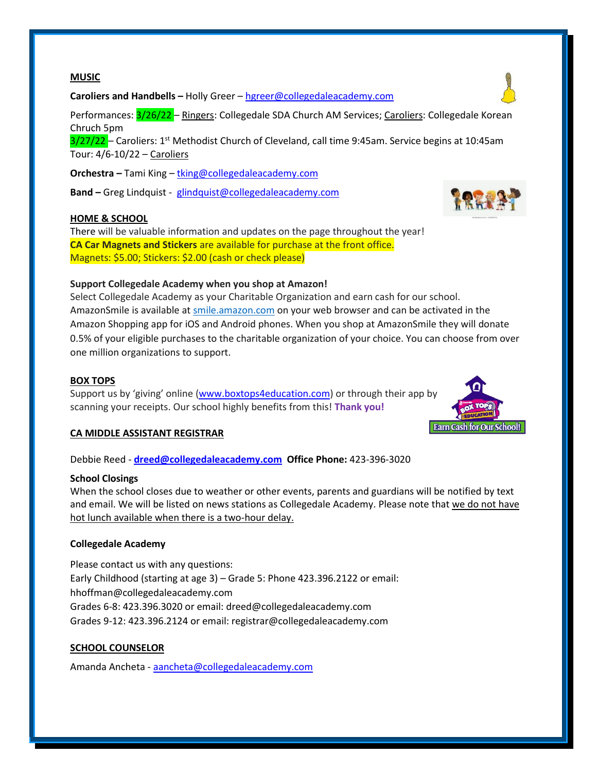## MUSIC

**Caroliers and Handbells –** Holly Greer – hgreer@collegedaleacademy.com

Performances: 3/26/22 – Ringers: Collegedale SDA Church AM Services; Caroliers: Collegedale Korean Chruch 5pm
3/27/22 – Caroliers: 1st Methodist Church of Cleveland, call time 9:45am. Service begins at 10:45am
Tour: 4/6-10/22 – Caroliers

**Orchestra –** Tami King – tking@collegedaleacademy.com

**Band –** Greg Lindquist - glindquist@collegedaleacademy.com

## HOME & SCHOOL

There will be valuable information and updates on the page throughout the year!
**CA Car Magnets and Stickers** are available for purchase at the front office.
Magnets: $5.00; Stickers: $2.00 (cash or check please)

**Support Collegedale Academy when you shop at Amazon!**
Select Collegedale Academy as your Charitable Organization and earn cash for our school. AmazonSmile is available at smile.amazon.com on your web browser and can be activated in the Amazon Shopping app for iOS and Android phones. When you shop at AmazonSmile they will donate 0.5% of your eligible purchases to the charitable organization of your choice. You can choose from over one million organizations to support.

## BOX TOPS

Support us by 'giving' online (www.boxtops4education.com) or through their app by scanning your receipts. Our school highly benefits from this! **Thank you!**

## CA MIDDLE ASSISTANT REGISTRAR

Debbie Reed - **dreed@collegedaleacademy.com** **Office Phone:** 423-396-3020

**School Closings**
When the school closes due to weather or other events, parents and guardians will be notified by text and email. We will be listed on news stations as Collegedale Academy. Please note that we do not have hot lunch available when there is a two-hour delay.

**Collegedale Academy**

Please contact us with any questions:
Early Childhood (starting at age 3) – Grade 5: Phone 423.396.2122 or email: hhoffman@collegedaleacademy.com
Grades 6-8: 423.396.3020 or email: dreed@collegedaleacademy.com
Grades 9-12: 423.396.2124 or email: registrar@collegedaleacademy.com

## SCHOOL COUNSELOR

Amanda Ancheta - aancheta@collegedaleacademy.com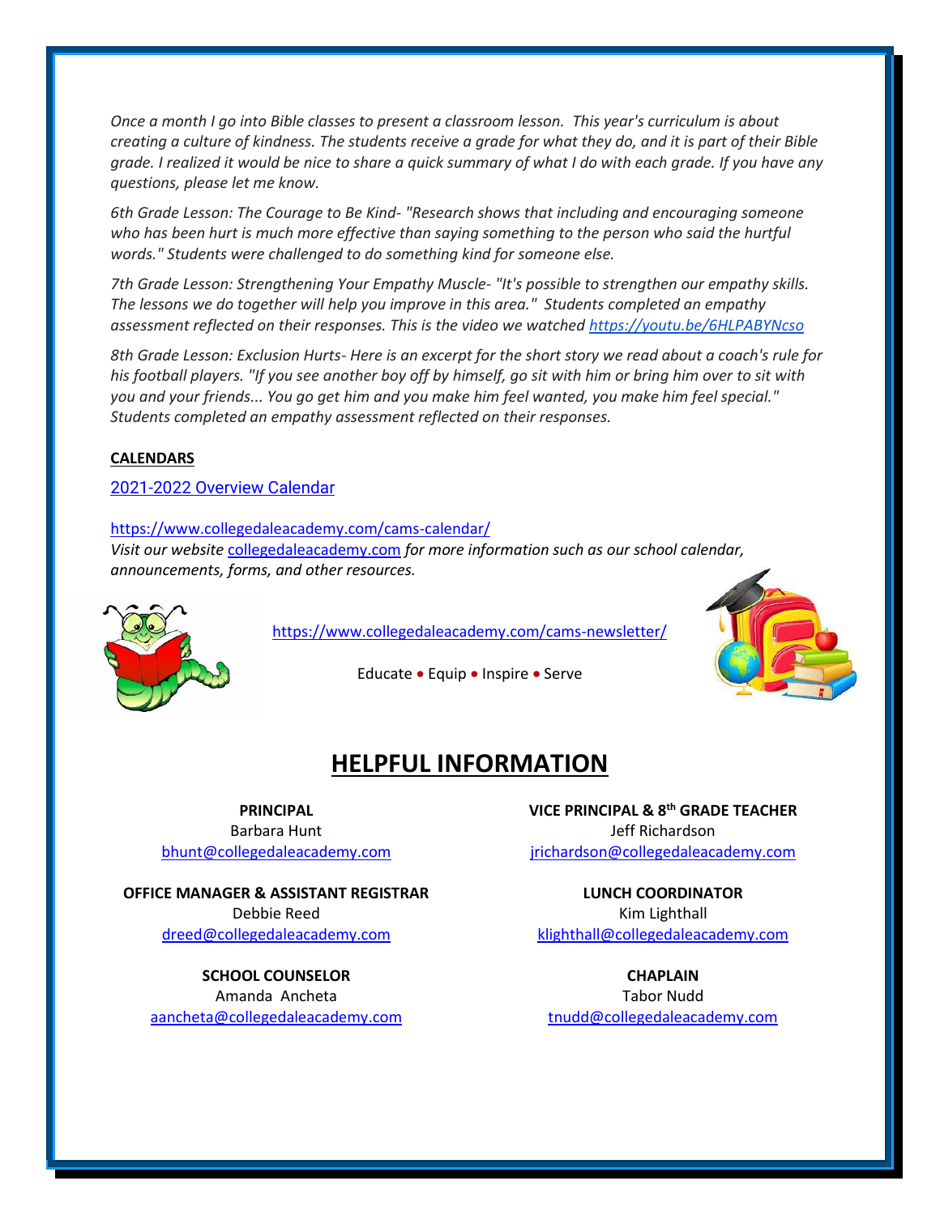*Once a month I go into Bible classes to present a classroom lesson. This year's curriculum is about creating a culture of kindness. The students receive a grade for what they do, and it is part of their Bible grade. I realized it would be nice to share a quick summary of what I do with each grade. If you have any questions, please let me know.*

*6th Grade Lesson: The Courage to Be Kind- "Research shows that including and encouraging someone who has been hurt is much more effective than saying something to the person who said the hurtful words." Students were challenged to do something kind for someone else.*

*7th Grade Lesson: Strengthening Your Empathy Muscle- "It's possible to strengthen our empathy skills. The lessons we do together will help you improve in this area." Students completed an empathy assessment reflected on their responses. This is the video we watched https://youtu.be/6HLPABYNcso*

*8th Grade Lesson: Exclusion Hurts- Here is an excerpt for the short story we read about a coach's rule for his football players. "If you see another boy off by himself, go sit with him or bring him over to sit with you and your friends... You go get him and you make him feel wanted, you make him feel special." Students completed an empathy assessment reflected on their responses.*

**CALENDARS**

2021-2022 Overview Calendar

https://www.collegedaleacademy.com/cams-calendar/

*Visit our website* collegedaleacademy.com *for more information such as our school calendar, announcements, forms, and other resources.*

https://www.collegedaleacademy.com/cams-newsletter/

Educate • Equip • Inspire • Serve

# HELPFUL INFORMATION

**PRINCIPAL**
Barbara Hunt
bhunt@collegedaleacademy.com

**VICE PRINCIPAL & 8th GRADE TEACHER**
Jeff Richardson
jrichardson@collegedaleacademy.com

**OFFICE MANAGER & ASSISTANT REGISTRAR**
Debbie Reed
dreed@collegedaleacademy.com

**LUNCH COORDINATOR**
Kim Lighthall
klighthall@collegedaleacademy.com

**SCHOOL COUNSELOR**
Amanda Ancheta
aancheta@collegedaleacademy.com

**CHAPLAIN**
Tabor Nudd
tnudd@collegedaleacademy.com